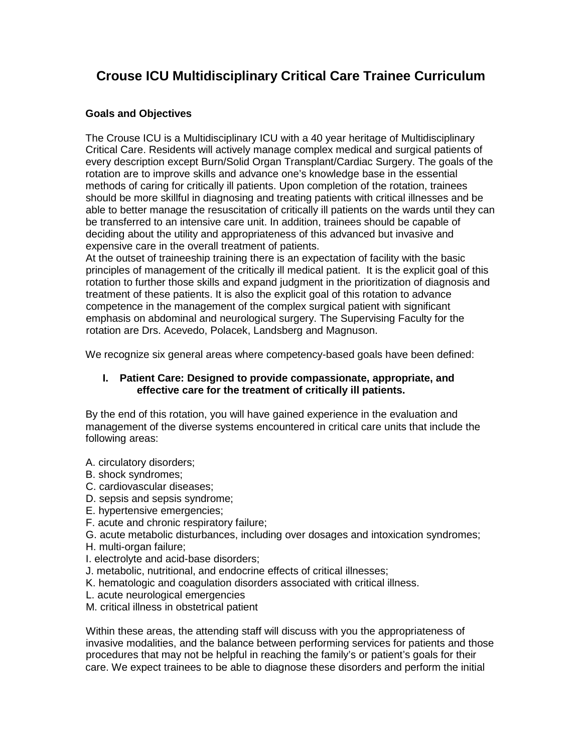# Crouse ICU Multidisciplinary Critical Care Trainee Curriculum

### Goals and Objectives

The Crouse ICU is a Multidisciplinary ICU with a 40 year heritage of Multidisciplinary Critical Care. Residents will actively manage complex medical and surgical patients of every description except Burn/Solid Organ Transplant/Cardiac Surgery. The goals of the rotation are to improve skills and advance one's knowledge base in the essential methods of caring for critically ill patients. Upon completion of the rotation, trainees should be more skillful in diagnosing and treating patients with critical illnesses and be able to better manage the resuscitation of critically ill patients on the wards until they can be transferred to an intensive care unit. In addition, trainees should be capable of deciding about the utility and appropriateness of this advanced but invasive and expensive care in the overall treatment of patients.
At the outset of traineeship training there is an expectation of facility with the basic principles of management of the critically ill medical patient. It is the explicit goal of this rotation to further those skills and expand judgment in the prioritization of diagnosis and treatment of these patients. It is also the explicit goal of this rotation to advance competence in the management of the complex surgical patient with significant emphasis on abdominal and neurological surgery. The Supervising Faculty for the rotation are Drs. Acevedo, Polacek, Landsberg and Magnuson.

We recognize six general areas where competency-based goals have been defined:

**I. Patient Care: Designed to provide compassionate, appropriate, and effective care for the treatment of critically ill patients.**

By the end of this rotation, you will have gained experience in the evaluation and management of the diverse systems encountered in critical care units that include the following areas:

A. circulatory disorders;
B. shock syndromes;
C. cardiovascular diseases;
D. sepsis and sepsis syndrome;
E. hypertensive emergencies;
F. acute and chronic respiratory failure;
G. acute metabolic disturbances, including over dosages and intoxication syndromes;
H. multi-organ failure;
I. electrolyte and acid-base disorders;
J. metabolic, nutritional, and endocrine effects of critical illnesses;
K. hematologic and coagulation disorders associated with critical illness.
L. acute neurological emergencies
M. critical illness in obstetrical patient

Within these areas, the attending staff will discuss with you the appropriateness of invasive modalities, and the balance between performing services for patients and those procedures that may not be helpful in reaching the family's or patient's goals for their care. We expect trainees to be able to diagnose these disorders and perform the initial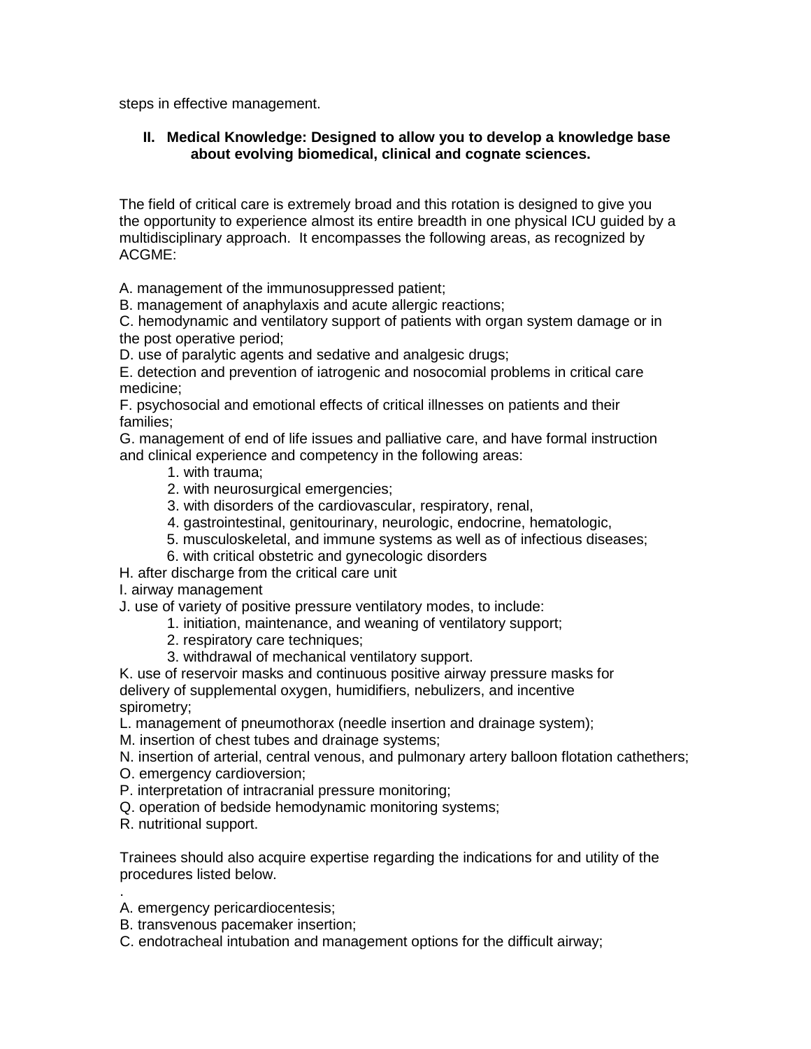steps in effective management.

## II. Medical Knowledge: Designed to allow you to develop a knowledge base about evolving biomedical, clinical and cognate sciences.

The field of critical care is extremely broad and this rotation is designed to give you the opportunity to experience almost its entire breadth in one physical ICU guided by a multidisciplinary approach. It encompasses the following areas, as recognized by ACGME:

A. management of the immunosuppressed patient;
B. management of anaphylaxis and acute allergic reactions;
C. hemodynamic and ventilatory support of patients with organ system damage or in the post operative period;
D. use of paralytic agents and sedative and analgesic drugs;
E. detection and prevention of iatrogenic and nosocomial problems in critical care medicine;
F. psychosocial and emotional effects of critical illnesses on patients and their families;
G. management of end of life issues and palliative care, and have formal instruction and clinical experience and competency in the following areas:

1. with trauma;
2. with neurosurgical emergencies;
3. with disorders of the cardiovascular, respiratory, renal,
4. gastrointestinal, genitourinary, neurologic, endocrine, hematologic,
5. musculoskeletal, and immune systems as well as of infectious diseases;
6. with critical obstetric and gynecologic disorders

H. after discharge from the critical care unit
I. airway management
J. use of variety of positive pressure ventilatory modes, to include:

1. initiation, maintenance, and weaning of ventilatory support;
2. respiratory care techniques;
3. withdrawal of mechanical ventilatory support.

K. use of reservoir masks and continuous positive airway pressure masks for delivery of supplemental oxygen, humidifiers, nebulizers, and incentive spirometry;
L. management of pneumothorax (needle insertion and drainage system);
M. insertion of chest tubes and drainage systems;
N. insertion of arterial, central venous, and pulmonary artery balloon flotation cathethers;
O. emergency cardioversion;
P. interpretation of intracranial pressure monitoring;
Q. operation of bedside hemodynamic monitoring systems;
R. nutritional support.

Trainees should also acquire expertise regarding the indications for and utility of the procedures listed below.
.
A. emergency pericardiocentesis;
B. transvenous pacemaker insertion;
C. endotracheal intubation and management options for the difficult airway;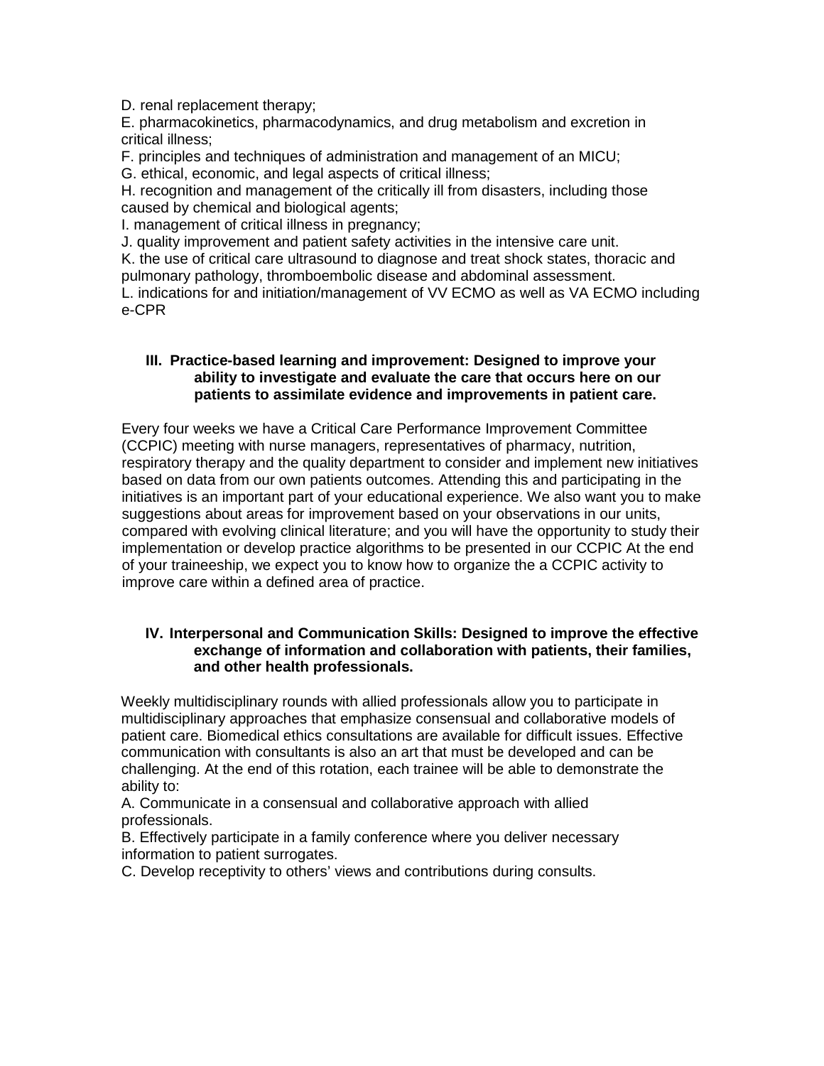D. renal replacement therapy;
E. pharmacokinetics, pharmacodynamics, and drug metabolism and excretion in critical illness;
F. principles and techniques of administration and management of an MICU;
G. ethical, economic, and legal aspects of critical illness;
H. recognition and management of the critically ill from disasters, including those caused by chemical and biological agents;
I. management of critical illness in pregnancy;
J. quality improvement and patient safety activities in the intensive care unit.
K. the use of critical care ultrasound to diagnose and treat shock states, thoracic and pulmonary pathology, thromboembolic disease and abdominal assessment.
L. indications for and initiation/management of VV ECMO as well as VA ECMO including e-CPR

## III. Practice-based learning and improvement: Designed to improve your ability to investigate and evaluate the care that occurs here on our patients to assimilate evidence and improvements in patient care.

Every four weeks we have a Critical Care Performance Improvement Committee (CCPIC) meeting with nurse managers, representatives of pharmacy, nutrition, respiratory therapy and the quality department to consider and implement new initiatives based on data from our own patients outcomes. Attending this and participating in the initiatives is an important part of your educational experience. We also want you to make suggestions about areas for improvement based on your observations in our units, compared with evolving clinical literature; and you will have the opportunity to study their implementation or develop practice algorithms to be presented in our CCPIC At the end of your traineeship, we expect you to know how to organize the a CCPIC activity to improve care within a defined area of practice.

## IV. Interpersonal and Communication Skills: Designed to improve the effective exchange of information and collaboration with patients, their families, and other health professionals.

Weekly multidisciplinary rounds with allied professionals allow you to participate in multidisciplinary approaches that emphasize consensual and collaborative models of patient care. Biomedical ethics consultations are available for difficult issues. Effective communication with consultants is also an art that must be developed and can be challenging. At the end of this rotation, each trainee will be able to demonstrate the ability to:
A. Communicate in a consensual and collaborative approach with allied professionals.
B. Effectively participate in a family conference where you deliver necessary information to patient surrogates.
C. Develop receptivity to others' views and contributions during consults.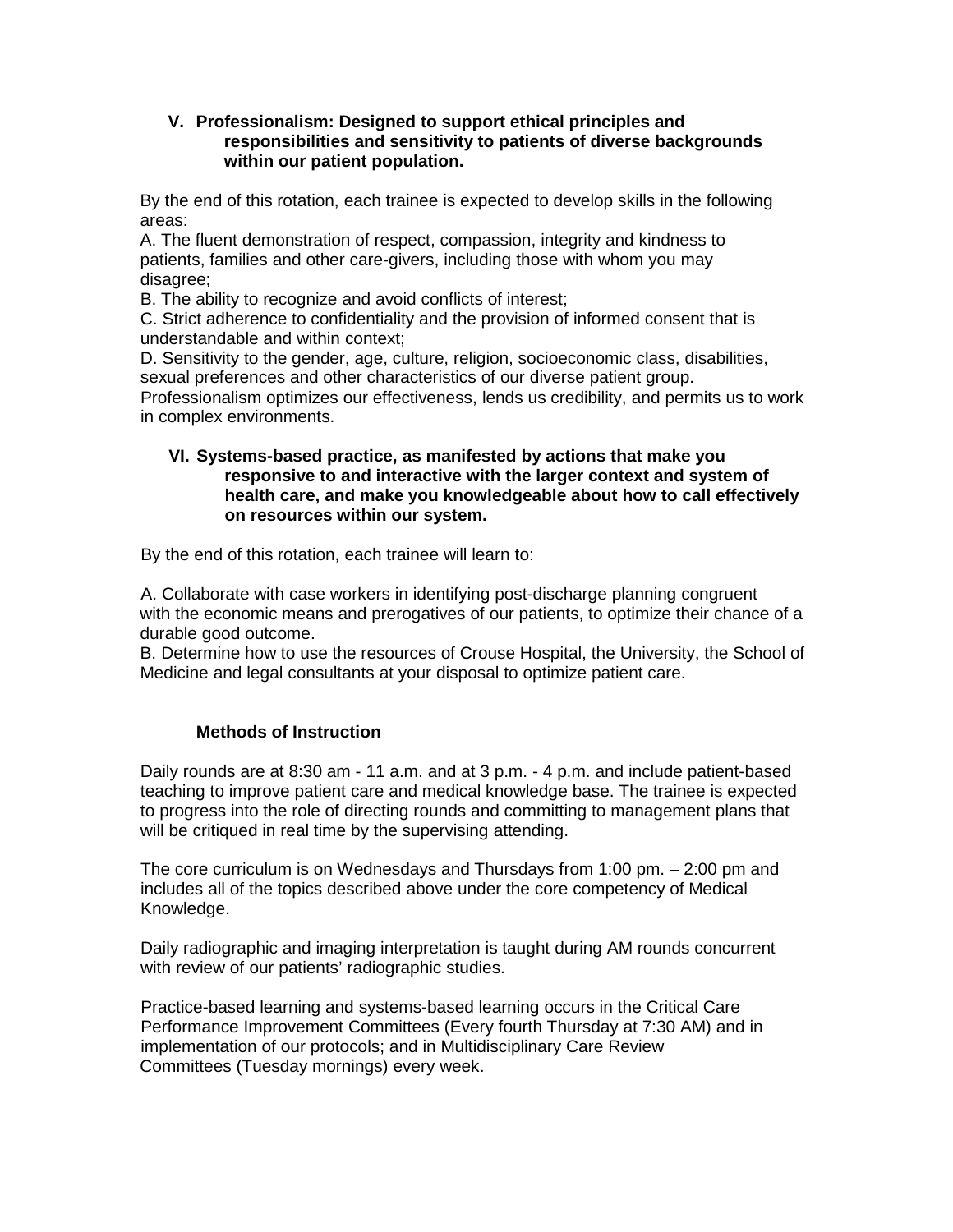### V. Professionalism: Designed to support ethical principles and responsibilities and sensitivity to patients of diverse backgrounds within our patient population.

By the end of this rotation, each trainee is expected to develop skills in the following areas:

A. The fluent demonstration of respect, compassion, integrity and kindness to patients, families and other care-givers, including those with whom you may disagree;

B. The ability to recognize and avoid conflicts of interest;

C. Strict adherence to confidentiality and the provision of informed consent that is understandable and within context;

D. Sensitivity to the gender, age, culture, religion, socioeconomic class, disabilities, sexual preferences and other characteristics of our diverse patient group.

Professionalism optimizes our effectiveness, lends us credibility, and permits us to work in complex environments.

### VI. Systems-based practice, as manifested by actions that make you responsive to and interactive with the larger context and system of health care, and make you knowledgeable about how to call effectively on resources within our system.

By the end of this rotation, each trainee will learn to:

A. Collaborate with case workers in identifying post-discharge planning congruent with the economic means and prerogatives of our patients, to optimize their chance of a durable good outcome.

B. Determine how to use the resources of Crouse Hospital, the University, the School of Medicine and legal consultants at your disposal to optimize patient care.

### Methods of Instruction

Daily rounds are at 8:30 am - 11 a.m. and at 3 p.m. - 4 p.m. and include patient-based teaching to improve patient care and medical knowledge base. The trainee is expected to progress into the role of directing rounds and committing to management plans that will be critiqued in real time by the supervising attending.

The core curriculum is on Wednesdays and Thursdays from 1:00 pm. – 2:00 pm and includes all of the topics described above under the core competency of Medical Knowledge.

Daily radiographic and imaging interpretation is taught during AM rounds concurrent with review of our patients' radiographic studies.

Practice-based learning and systems-based learning occurs in the Critical Care Performance Improvement Committees (Every fourth Thursday at 7:30 AM) and in implementation of our protocols; and in Multidisciplinary Care Review Committees (Tuesday mornings) every week.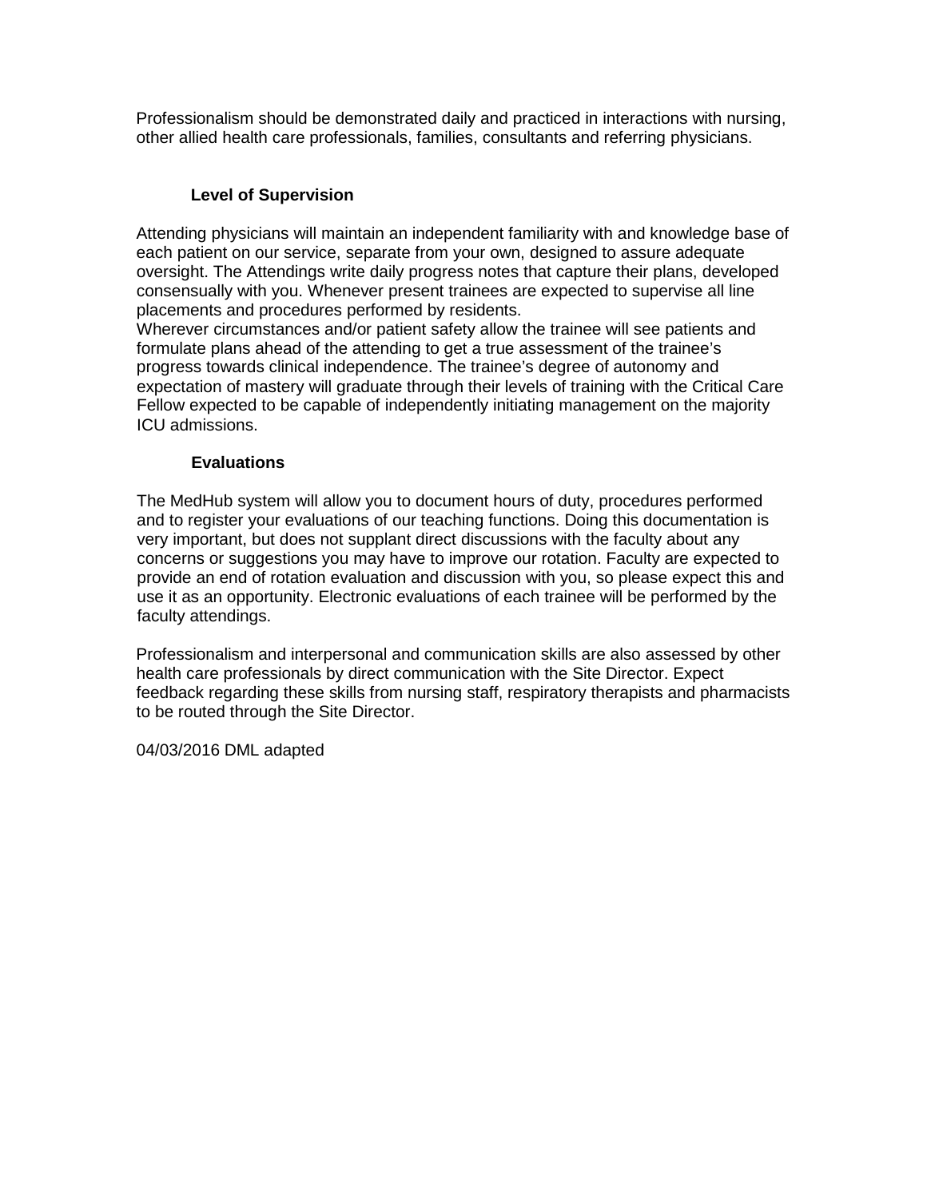Professionalism should be demonstrated daily and practiced in interactions with nursing, other allied health care professionals, families, consultants and referring physicians.

### Level of Supervision

Attending physicians will maintain an independent familiarity with and knowledge base of each patient on our service, separate from your own, designed to assure adequate oversight. The Attendings write daily progress notes that capture their plans, developed consensually with you. Whenever present trainees are expected to supervise all line placements and procedures performed by residents.
Wherever circumstances and/or patient safety allow the trainee will see patients and formulate plans ahead of the attending to get a true assessment of the trainee's progress towards clinical independence. The trainee's degree of autonomy and expectation of mastery will graduate through their levels of training with the Critical Care Fellow expected to be capable of independently initiating management on the majority ICU admissions.

### Evaluations

The MedHub system will allow you to document hours of duty, procedures performed and to register your evaluations of our teaching functions. Doing this documentation is very important, but does not supplant direct discussions with the faculty about any concerns or suggestions you may have to improve our rotation. Faculty are expected to provide an end of rotation evaluation and discussion with you, so please expect this and use it as an opportunity. Electronic evaluations of each trainee will be performed by the faculty attendings.

Professionalism and interpersonal and communication skills are also assessed by other health care professionals by direct communication with the Site Director. Expect feedback regarding these skills from nursing staff, respiratory therapists and pharmacists to be routed through the Site Director.

04/03/2016 DML adapted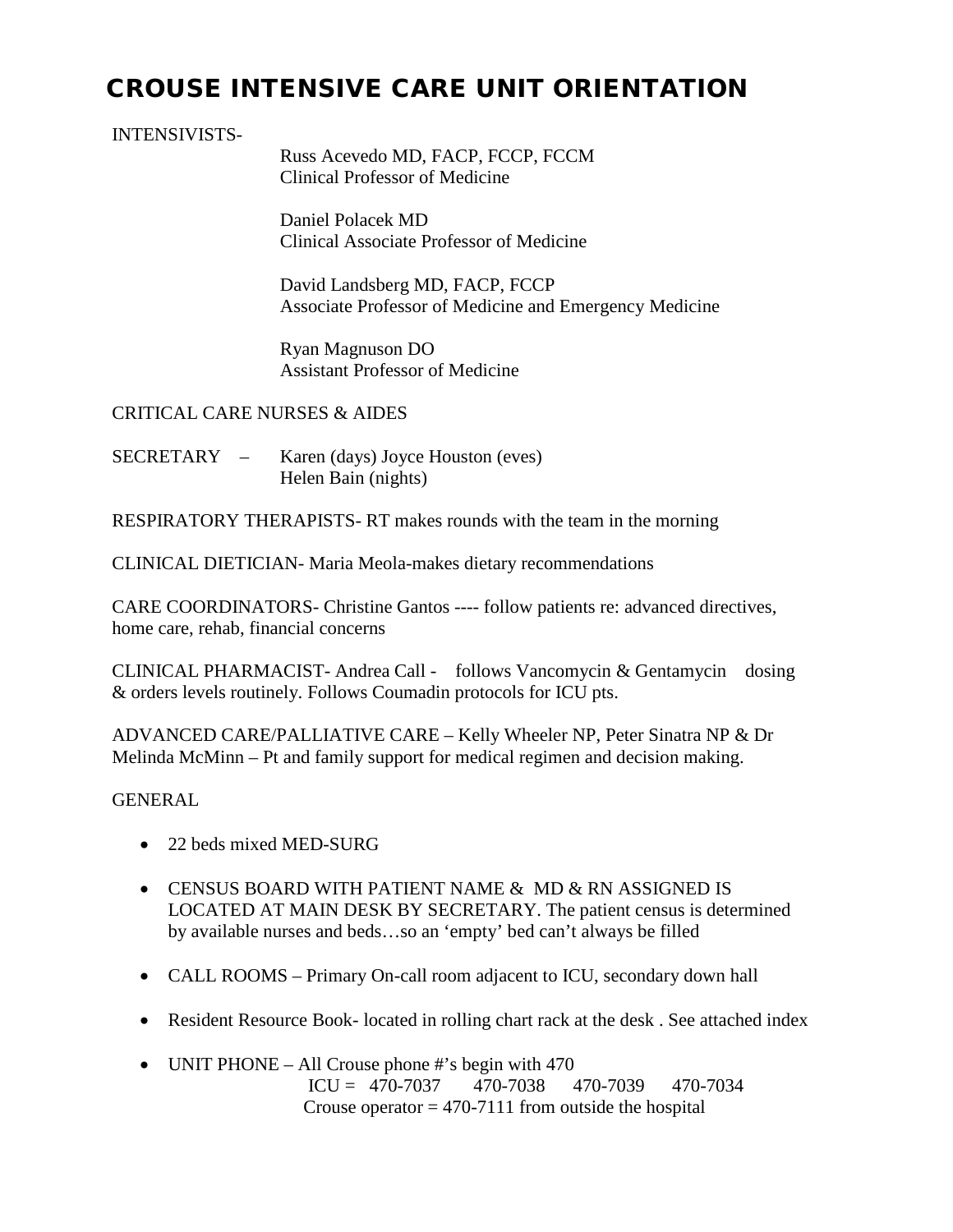# CROUSE INTENSIVE CARE UNIT ORIENTATION

INTENSIVISTS-

Russ Acevedo MD, FACP, FCCP, FCCM
Clinical Professor of Medicine

Daniel Polacek MD
Clinical Associate Professor of Medicine

David Landsberg MD, FACP, FCCP
Associate Professor of Medicine and Emergency Medicine

Ryan Magnuson DO
Assistant Professor of Medicine

CRITICAL CARE NURSES & AIDES

SECRETARY – Karen (days) Joyce Houston (eves)
Helen Bain (nights)

RESPIRATORY THERAPISTS- RT makes rounds with the team in the morning

CLINICAL DIETICIAN- Maria Meola-makes dietary recommendations

CARE COORDINATORS- Christine Gantos ---- follow patients re: advanced directives, home care, rehab, financial concerns

CLINICAL PHARMACIST- Andrea Call - follows Vancomycin & Gentamycin dosing & orders levels routinely. Follows Coumadin protocols for ICU pts.

ADVANCED CARE/PALLIATIVE CARE – Kelly Wheeler NP, Peter Sinatra NP & Dr Melinda McMinn – Pt and family support for medical regimen and decision making.

GENERAL

- 22 beds mixed MED-SURG
- CENSUS BOARD WITH PATIENT NAME & MD & RN ASSIGNED IS LOCATED AT MAIN DESK BY SECRETARY. The patient census is determined by available nurses and beds…so an 'empty' bed can't always be filled
- CALL ROOMS – Primary On-call room adjacent to ICU, secondary down hall
- Resident Resource Book- located in rolling chart rack at the desk . See attached index
- UNIT PHONE – All Crouse phone #'s begin with 470
  ICU = 470-7037 470-7038 470-7039 470-7034
  Crouse operator = 470-7111 from outside the hospital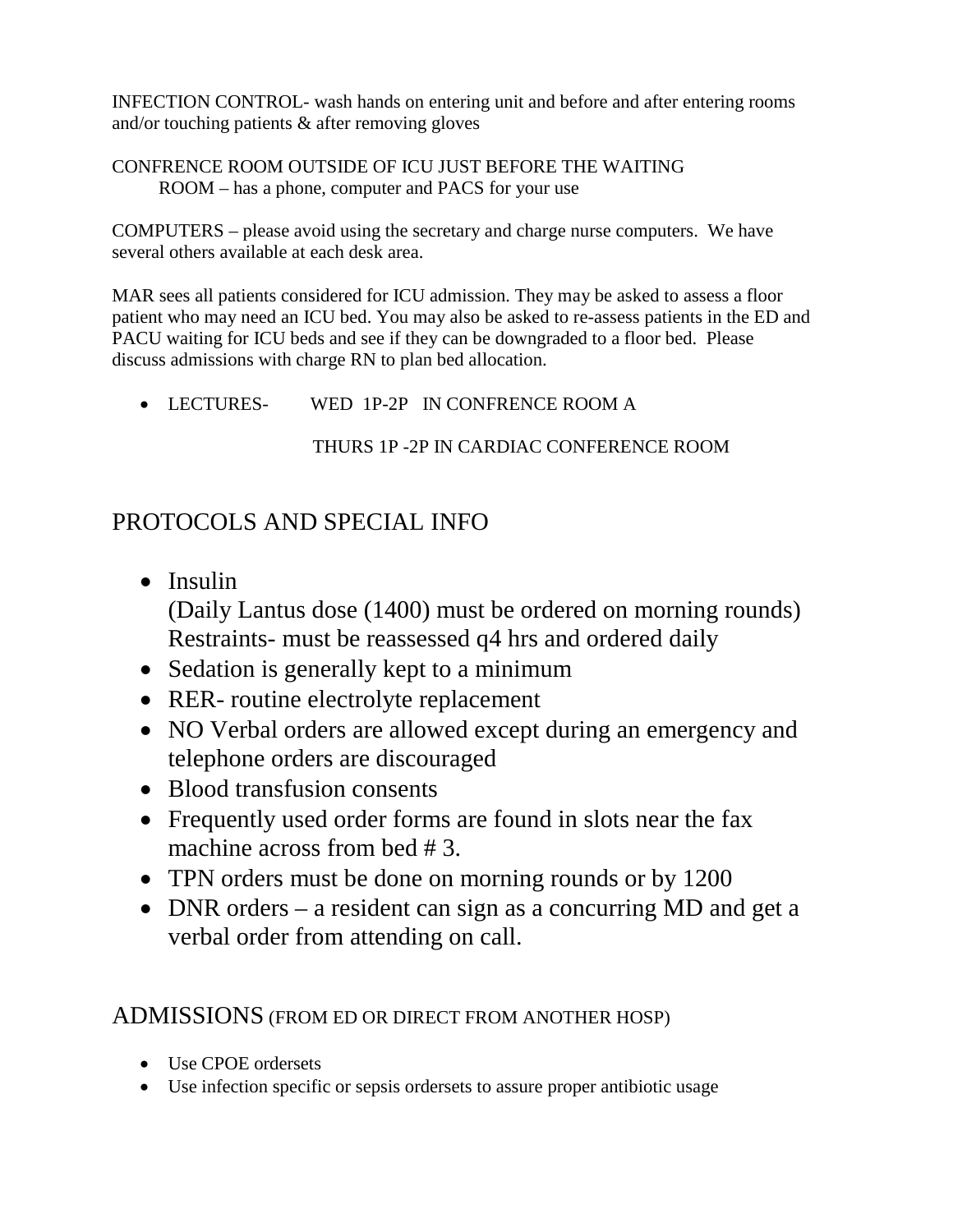INFECTION CONTROL- wash hands on entering unit and before and after entering rooms and/or touching patients & after removing gloves

CONFRENCE ROOM OUTSIDE OF ICU JUST BEFORE THE WAITING ROOM – has a phone, computer and PACS for your use

COMPUTERS – please avoid using the secretary and charge nurse computers. We have several others available at each desk area.

MAR sees all patients considered for ICU admission. They may be asked to assess a floor patient who may need an ICU bed. You may also be asked to re-assess patients in the ED and PACU waiting for ICU beds and see if they can be downgraded to a floor bed. Please discuss admissions with charge RN to plan bed allocation.

- LECTURES- WED 1P-2P IN CONFRENCE ROOM A

  THURS 1P -2P IN CARDIAC CONFERENCE ROOM

## PROTOCOLS AND SPECIAL INFO

- Insulin
  (Daily Lantus dose (1400) must be ordered on morning rounds)
  Restraints- must be reassessed q4 hrs and ordered daily
- Sedation is generally kept to a minimum
- RER- routine electrolyte replacement
- NO Verbal orders are allowed except during an emergency and telephone orders are discouraged
- Blood transfusion consents
- Frequently used order forms are found in slots near the fax machine across from bed # 3.
- TPN orders must be done on morning rounds or by 1200
- DNR orders – a resident can sign as a concurring MD and get a verbal order from attending on call.

## ADMISSIONS (FROM ED OR DIRECT FROM ANOTHER HOSP)

- Use CPOE ordersets
- Use infection specific or sepsis ordersets to assure proper antibiotic usage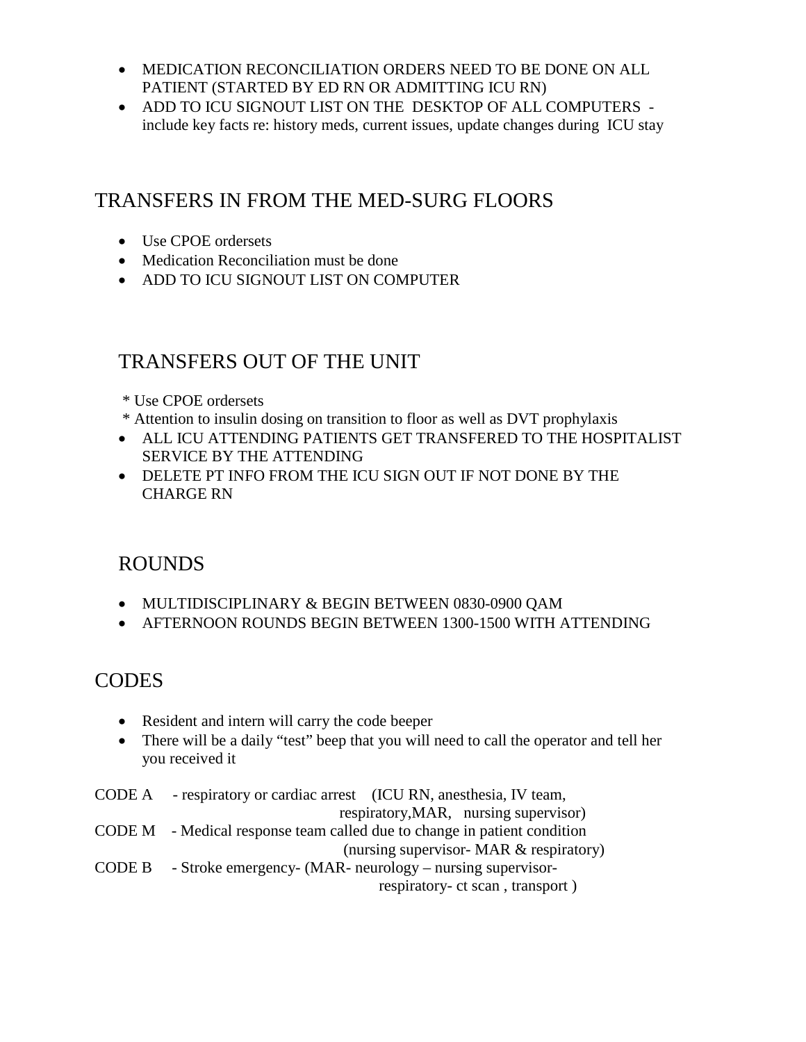- MEDICATION RECONCILIATION ORDERS NEED TO BE DONE ON ALL PATIENT (STARTED BY ED RN OR ADMITTING ICU RN)
- ADD TO ICU SIGNOUT LIST ON THE DESKTOP OF ALL COMPUTERS - include key facts re: history meds, current issues, update changes during ICU stay

## TRANSFERS IN FROM THE MED-SURG FLOORS

- Use CPOE ordersets
- Medication Reconciliation must be done
- ADD TO ICU SIGNOUT LIST ON COMPUTER

## TRANSFERS OUT OF THE UNIT

* Use CPOE ordersets
* Attention to insulin dosing on transition to floor as well as DVT prophylaxis

- ALL ICU ATTENDING PATIENTS GET TRANSFERED TO THE HOSPITALIST SERVICE BY THE ATTENDING
- DELETE PT INFO FROM THE ICU SIGN OUT IF NOT DONE BY THE CHARGE RN

## ROUNDS

- MULTIDISCIPLINARY & BEGIN BETWEEN 0830-0900 QAM
- AFTERNOON ROUNDS BEGIN BETWEEN 1300-1500 WITH ATTENDING

## CODES

- Resident and intern will carry the code beeper
- There will be a daily “test” beep that you will need to call the operator and tell her you received it

CODE A - respiratory or cardiac arrest (ICU RN, anesthesia, IV team, respiratory,MAR, nursing supervisor)

CODE M - Medical response team called due to change in patient condition (nursing supervisor- MAR & respiratory)

CODE B - Stroke emergency- (MAR- neurology – nursing supervisor- respiratory- ct scan , transport )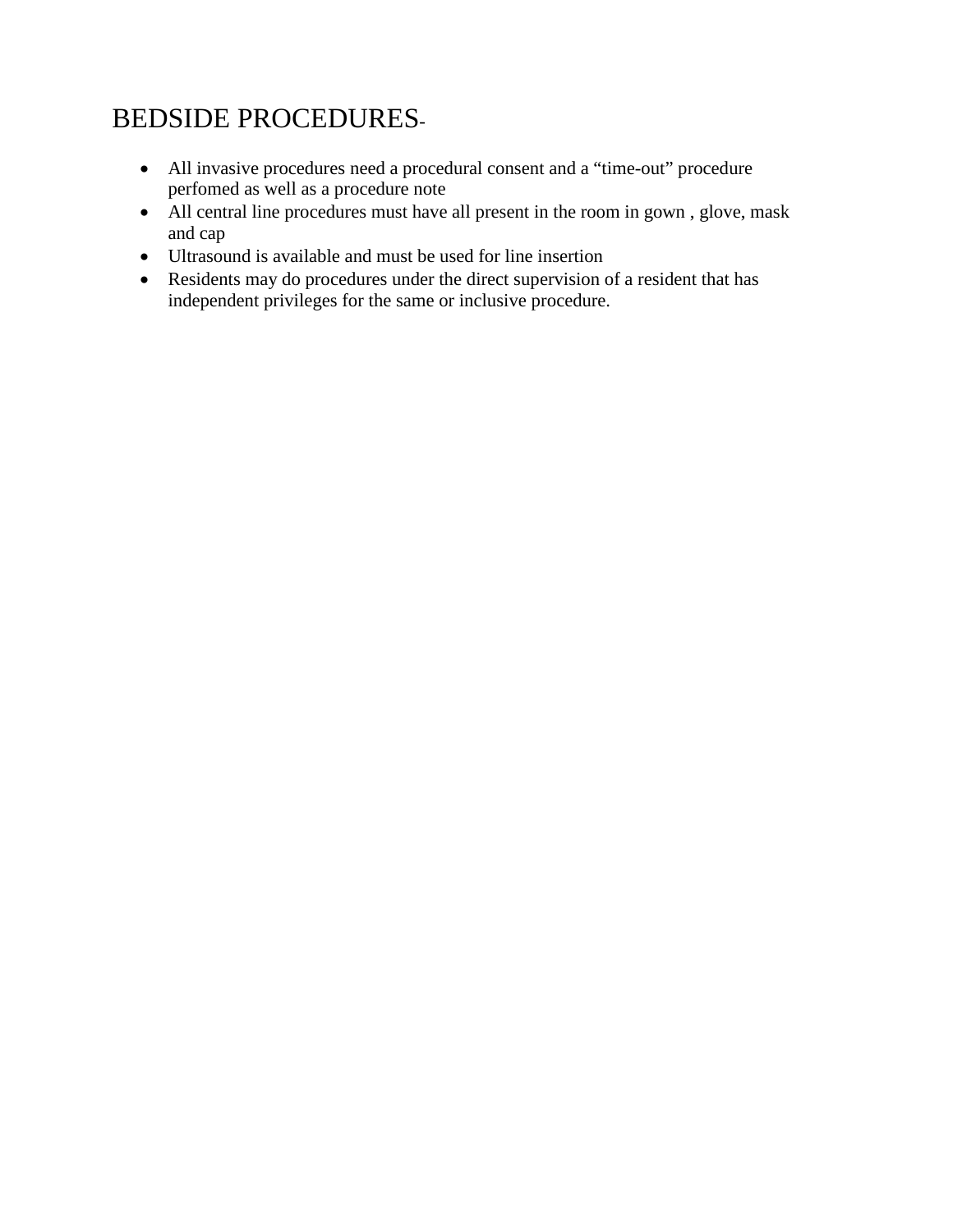# BEDSIDE PROCEDURES-

- All invasive procedures need a procedural consent and a "time-out" procedure perfomed as well as a procedure note
- All central line procedures must have all present in the room in gown , glove, mask and cap
- Ultrasound is available and must be used for line insertion
- Residents may do procedures under the direct supervision of a resident that has independent privileges for the same or inclusive procedure.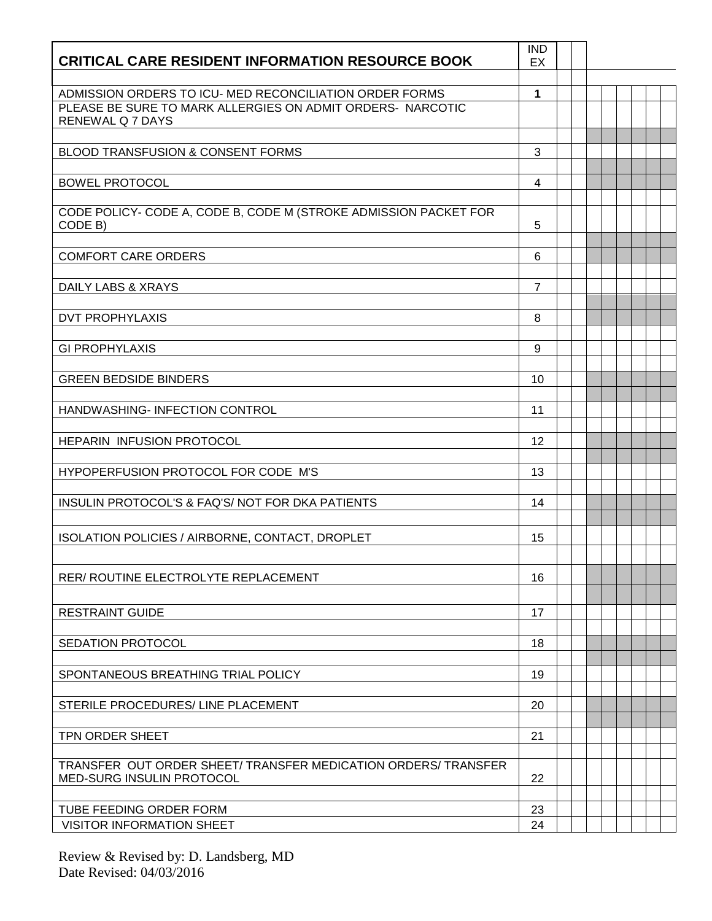| CRITICAL CARE RESIDENT INFORMATION RESOURCE BOOK | INDEX |
|---|---|
| ADMISSION ORDERS TO ICU- MED RECONCILIATION ORDER FORMS | **1** |
| PLEASE BE SURE TO MARK ALLERGIES ON ADMIT ORDERS- NARCOTIC RENEWAL Q 7 DAYS | |
| BLOOD TRANSFUSION & CONSENT FORMS | 3 |
| BOWEL PROTOCOL | 4 |
| CODE POLICY- CODE A, CODE B, CODE M (STROKE ADMISSION PACKET FOR CODE B) | 5 |
| COMFORT CARE ORDERS | 6 |
| DAILY LABS & XRAYS | 7 |
| DVT PROPHYLAXIS | 8 |
| GI PROPHYLAXIS | 9 |
| GREEN BEDSIDE BINDERS | 10 |
| HANDWASHING- INFECTION CONTROL | 11 |
| HEPARIN INFUSION PROTOCOL | 12 |
| HYPOPERFUSION PROTOCOL FOR CODE M'S | 13 |
| INSULIN PROTOCOL'S & FAQ'S/ NOT FOR DKA PATIENTS | 14 |
| ISOLATION POLICIES / AIRBORNE, CONTACT, DROPLET | 15 |
| RER/ ROUTINE ELECTROLYTE REPLACEMENT | 16 |
| RESTRAINT GUIDE | 17 |
| SEDATION PROTOCOL | 18 |
| SPONTANEOUS BREATHING TRIAL POLICY | 19 |
| STERILE PROCEDURES/ LINE PLACEMENT | 20 |
| TPN ORDER SHEET | 21 |
| TRANSFER OUT ORDER SHEET/ TRANSFER MEDICATION ORDERS/ TRANSFER MED-SURG INSULIN PROTOCOL | 22 |
| TUBE FEEDING ORDER FORM | 23 |
| VISITOR INFORMATION SHEET | 24 |

Review & Revised by: D. Landsberg, MD
Date Revised: 04/03/2016